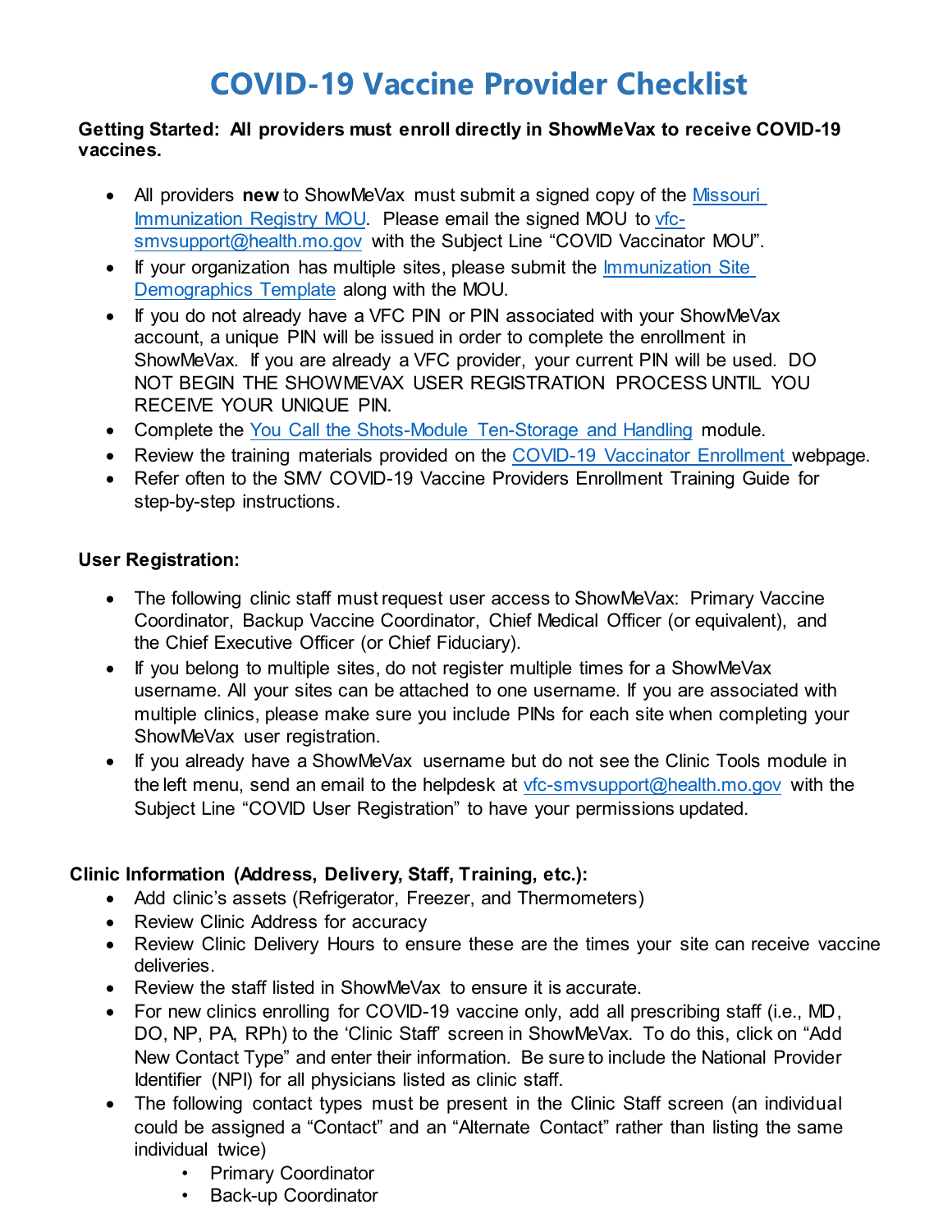# COVID-19 Vaccine Provider Checklist

**Getting Started: All providers must enroll directly in ShowMeVax to receive COVID-19 vaccines.**

- All providers **new** to ShowMeVax must submit a signed copy of the Missouri Immunization Registry MOU. Please email the signed MOU to vfc-smvsupport@health.mo.gov with the Subject Line "COVID Vaccinator MOU".
- If your organization has multiple sites, please submit the Immunization Site Demographics Template along with the MOU.
- If you do not already have a VFC PIN or PIN associated with your ShowMeVax account, a unique PIN will be issued in order to complete the enrollment in ShowMeVax. If you are already a VFC provider, your current PIN will be used. DO NOT BEGIN THE SHOWMEVAX USER REGISTRATION PROCESS UNTIL YOU RECEIVE YOUR UNIQUE PIN.
- Complete the You Call the Shots-Module Ten-Storage and Handling module.
- Review the training materials provided on the COVID-19 Vaccinator Enrollment webpage.
- Refer often to the SMV COVID-19 Vaccine Providers Enrollment Training Guide for step-by-step instructions.

**User Registration:**

- The following clinic staff must request user access to ShowMeVax: Primary Vaccine Coordinator, Backup Vaccine Coordinator, Chief Medical Officer (or equivalent), and the Chief Executive Officer (or Chief Fiduciary).
- If you belong to multiple sites, do not register multiple times for a ShowMeVax username. All your sites can be attached to one username. If you are associated with multiple clinics, please make sure you include PINs for each site when completing your ShowMeVax user registration.
- If you already have a ShowMeVax username but do not see the Clinic Tools module in the left menu, send an email to the helpdesk at vfc-smvsupport@health.mo.gov with the Subject Line "COVID User Registration" to have your permissions updated.

**Clinic Information (Address, Delivery, Staff, Training, etc.):**

- Add clinic's assets (Refrigerator, Freezer, and Thermometers)
- Review Clinic Address for accuracy
- Review Clinic Delivery Hours to ensure these are the times your site can receive vaccine deliveries.
- Review the staff listed in ShowMeVax to ensure it is accurate.
- For new clinics enrolling for COVID-19 vaccine only, add all prescribing staff (i.e., MD, DO, NP, PA, RPh) to the 'Clinic Staff' screen in ShowMeVax. To do this, click on "Add New Contact Type" and enter their information. Be sure to include the National Provider Identifier (NPI) for all physicians listed as clinic staff.
- The following contact types must be present in the Clinic Staff screen (an individual could be assigned a "Contact" and an "Alternate Contact" rather than listing the same individual twice)
  - Primary Coordinator
  - Back-up Coordinator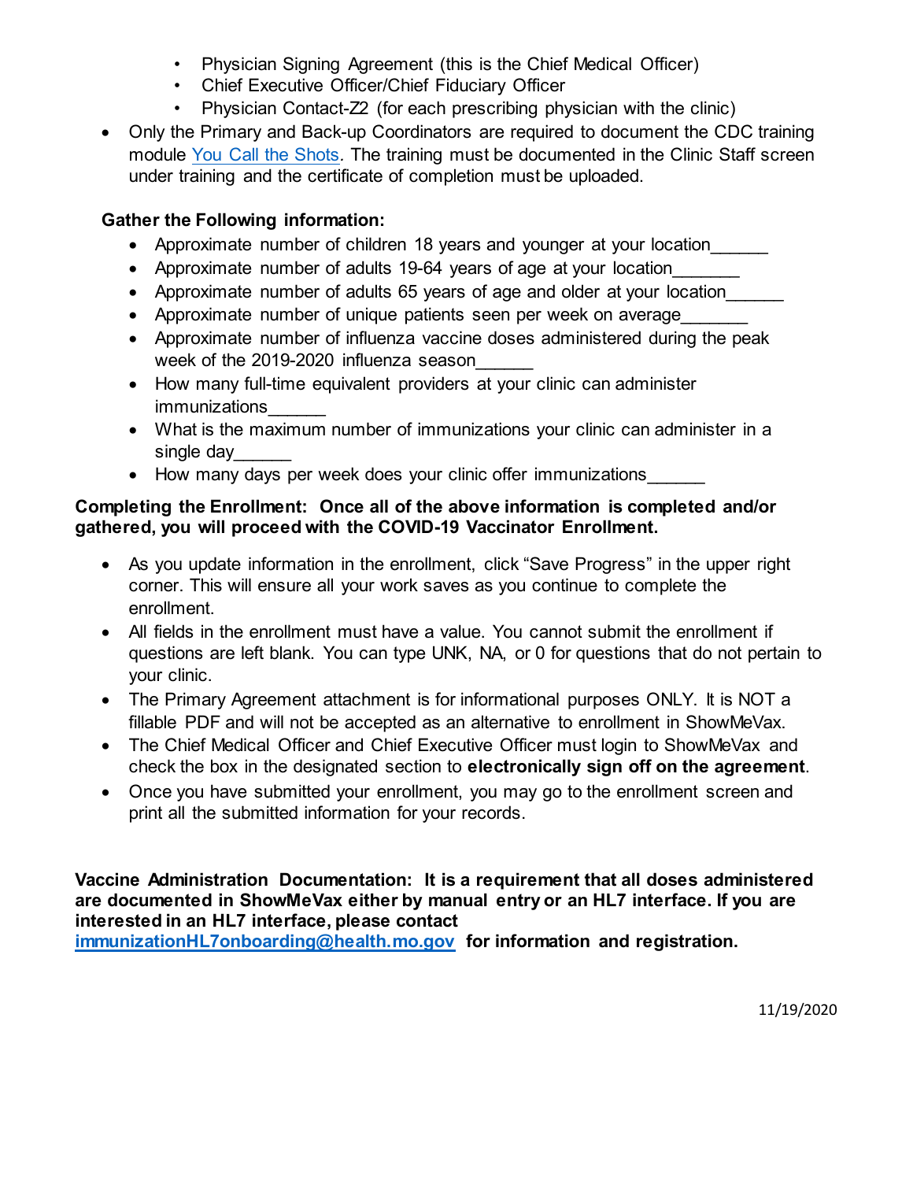- Physician Signing Agreement (this is the Chief Medical Officer)
- Chief Executive Officer/Chief Fiduciary Officer
- Physician Contact-Z2 (for each prescribing physician with the clinic)

- Only the Primary and Back-up Coordinators are required to document the CDC training module You Call the Shots. The training must be documented in the Clinic Staff screen under training and the certificate of completion must be uploaded.

**Gather the Following information:**

- Approximate number of children 18 years and younger at your location______
- Approximate number of adults 19-64 years of age at your location_______
- Approximate number of adults 65 years of age and older at your location______
- Approximate number of unique patients seen per week on average_______
- Approximate number of influenza vaccine doses administered during the peak week of the 2019-2020 influenza season______
- How many full-time equivalent providers at your clinic can administer immunizations______
- What is the maximum number of immunizations your clinic can administer in a single day______
- How many days per week does your clinic offer immunizations______

**Completing the Enrollment: Once all of the above information is completed and/or gathered, you will proceed with the COVID-19 Vaccinator Enrollment.**

- As you update information in the enrollment, click "Save Progress" in the upper right corner. This will ensure all your work saves as you continue to complete the enrollment.
- All fields in the enrollment must have a value. You cannot submit the enrollment if questions are left blank. You can type UNK, NA, or 0 for questions that do not pertain to your clinic.
- The Primary Agreement attachment is for informational purposes ONLY. It is NOT a fillable PDF and will not be accepted as an alternative to enrollment in ShowMeVax.
- The Chief Medical Officer and Chief Executive Officer must login to ShowMeVax and check the box in the designated section to **electronically sign off on the agreement**.
- Once you have submitted your enrollment, you may go to the enrollment screen and print all the submitted information for your records.

**Vaccine Administration Documentation: It is a requirement that all doses administered are documented in ShowMeVax either by manual entry or an HL7 interface. If you are interested in an HL7 interface, please contact immunizationHL7onboarding@health.mo.gov for information and registration.**

11/19/2020